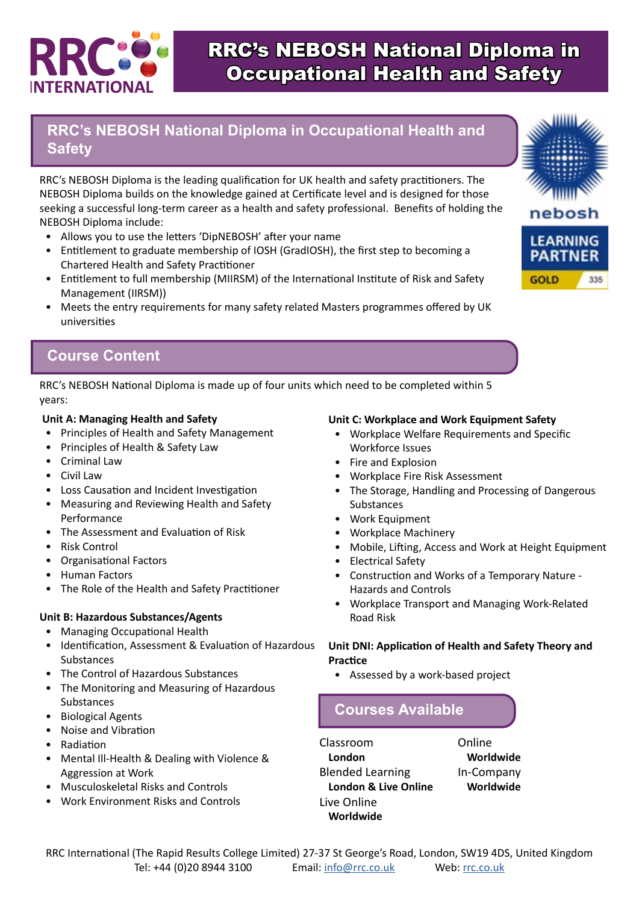# RRC's NEBOSH National Diploma in Occupational Health and Safety

## RRC's NEBOSH National Diploma in Occupational Health and Safety

RRC's NEBOSH Diploma is the leading qualification for UK health and safety practitioners. The NEBOSH Diploma builds on the knowledge gained at Certificate level and is designed for those seeking a successful long-term career as a health and safety professional. Benefits of holding the NEBOSH Diploma include:

- Allows you to use the letters 'DipNEBOSH' after your name
- Entitlement to graduate membership of IOSH (GradIOSH), the first step to becoming a Chartered Health and Safety Practitioner
- Entitlement to full membership (MIIRSM) of the International Institute of Risk and Safety Management (IIRSM))
- Meets the entry requirements for many safety related Masters programmes offered by UK universities

## Course Content

RRC's NEBOSH National Diploma is made up of four units which need to be completed within 5 years:

**Unit A: Managing Health and Safety**

- Principles of Health and Safety Management
- Principles of Health & Safety Law
- Criminal Law
- Civil Law
- Loss Causation and Incident Investigation
- Measuring and Reviewing Health and Safety Performance
- The Assessment and Evaluation of Risk
- Risk Control
- Organisational Factors
- Human Factors
- The Role of the Health and Safety Practitioner

**Unit B: Hazardous Substances/Agents**

- Managing Occupational Health
- Identification, Assessment & Evaluation of Hazardous Substances
- The Control of Hazardous Substances
- The Monitoring and Measuring of Hazardous Substances
- Biological Agents
- Noise and Vibration
- Radiation
- Mental Ill-Health & Dealing with Violence & Aggression at Work
- Musculoskeletal Risks and Controls
- Work Environment Risks and Controls

**Unit C: Workplace and Work Equipment Safety**

- Workplace Welfare Requirements and Specific Workforce Issues
- Fire and Explosion
- Workplace Fire Risk Assessment
- The Storage, Handling and Processing of Dangerous Substances
- Work Equipment
- Workplace Machinery
- Mobile, Lifting, Access and Work at Height Equipment
- Electrical Safety
- Construction and Works of a Temporary Nature - Hazards and Controls
- Workplace Transport and Managing Work-Related Road Risk

**Unit DNI: Application of Health and Safety Theory and Practice**

- Assessed by a work-based project

## Courses Available

Classroom
**London**

Blended Learning
**London & Live Online**

Live Online
**Worldwide**

Online
**Worldwide**

In-Company
**Worldwide**

RRC International (The Rapid Results College Limited) 27-37 St George's Road, London, SW19 4DS, United Kingdom
Tel: +44 (0)20 8944 3100 Email: info@rrc.co.uk Web: rrc.co.uk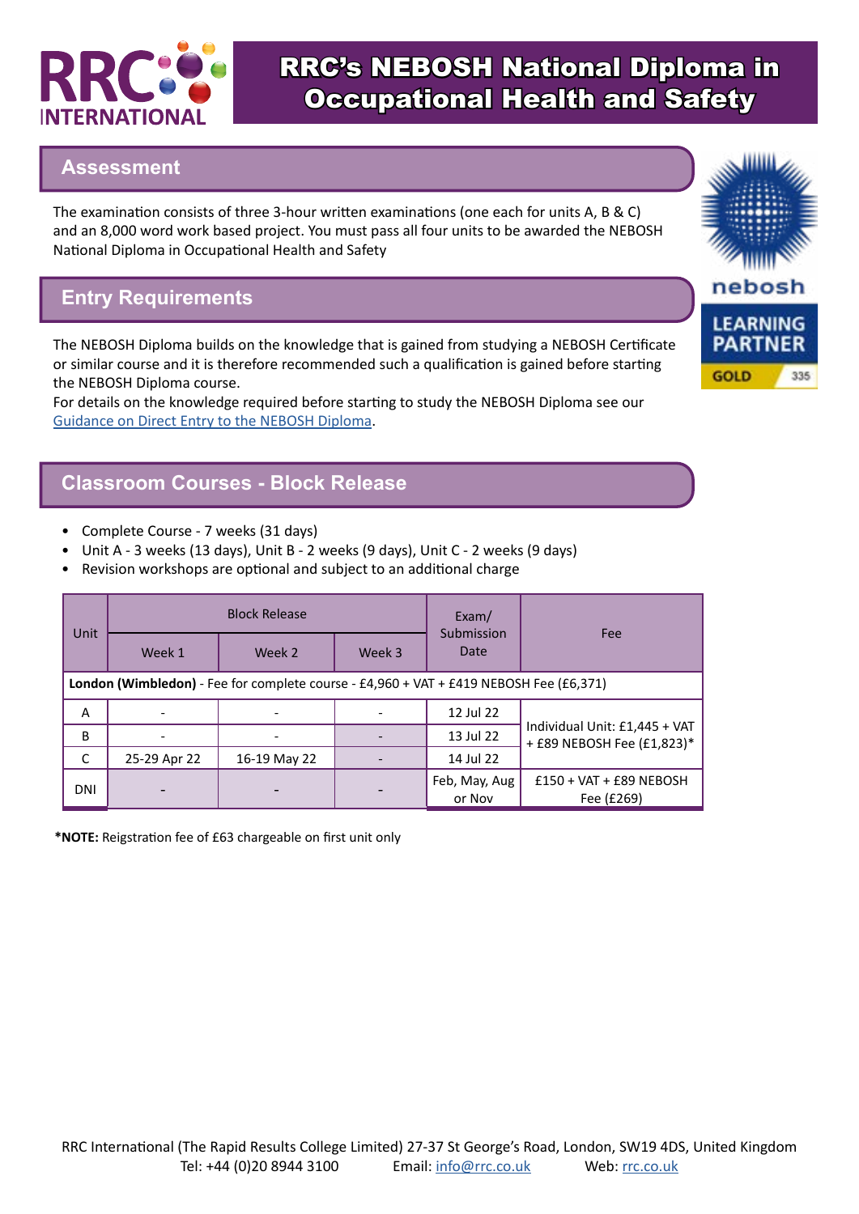# RRC's NEBOSH National Diploma in Occupational Health and Safety

## Assessment

The examination consists of three 3-hour written examinations (one each for units A, B & C) and an 8,000 word work based project. You must pass all four units to be awarded the NEBOSH National Diploma in Occupational Health and Safety

## Entry Requirements

The NEBOSH Diploma builds on the knowledge that is gained from studying a NEBOSH Certificate or similar course and it is therefore recommended such a qualification is gained before starting the NEBOSH Diploma course.
For details on the knowledge required before starting to study the NEBOSH Diploma see our [Guidance on Direct Entry to the NEBOSH Diploma](Guidance on Direct Entry to the NEBOSH Diploma).

## Classroom Courses - Block Release

- Complete Course - 7 weeks (31 days)
- Unit A - 3 weeks (13 days), Unit B - 2 weeks (9 days), Unit C - 2 weeks (9 days)
- Revision workshops are optional and subject to an additional charge

| Unit | Block Release | | | Exam/ Submission Date | Fee |
|---|---|---|---|---|---|
| | Week 1 | Week 2 | Week 3 | | |
| **London (Wimbledon)** - Fee for complete course - £4,960 + VAT + £419 NEBOSH Fee (£6,371) | | | | | |
| A | - | - | - | 12 Jul 22 | Individual Unit: £1,445 + VAT + £89 NEBOSH Fee (£1,823)* |
| B | - | - | - | 13 Jul 22 | |
| C | 25-29 Apr 22 | 16-19 May 22 | - | 14 Jul 22 | |
| DNI | - | - | - | Feb, May, Aug or Nov | £150 + VAT + £89 NEBOSH Fee (£269) |

***NOTE:** Reigstration fee of £63 chargeable on first unit only

RRC International (The Rapid Results College Limited) 27-37 St George's Road, London, SW19 4DS, United Kingdom
Tel: +44 (0)20 8944 3100 Email: info@rrc.co.uk Web: rrc.co.uk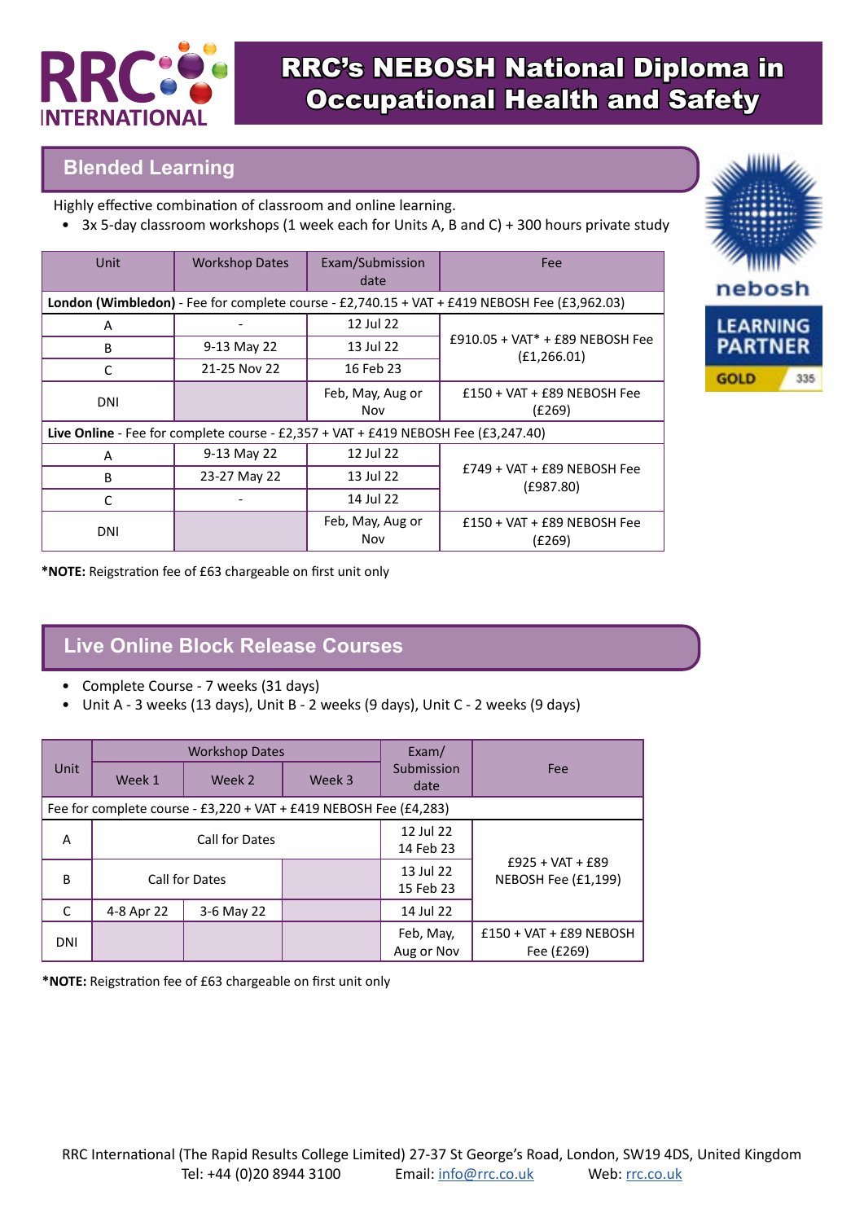# RRC's NEBOSH National Diploma in Occupational Health and Safety

## Blended Learning

Highly effective combination of classroom and online learning.

- 3x 5-day classroom workshops (1 week each for Units A, B and C) + 300 hours private study

| Unit | Workshop Dates | Exam/Submission date | Fee |
|---|---|---|---|
| **London (Wimbledon)** - Fee for complete course - £2,740.15 + VAT + £419 NEBOSH Fee (£3,962.03) | | | |
| A | - | 12 Jul 22 | £910.05 + VAT* + £89 NEBOSH Fee (£1,266.01) |
| B | 9-13 May 22 | 13 Jul 22 | |
| C | 21-25 Nov 22 | 16 Feb 23 | |
| DNI | | Feb, May, Aug or Nov | £150 + VAT + £89 NEBOSH Fee (£269) |
| **Live Online** - Fee for complete course - £2,357 + VAT + £419 NEBOSH Fee (£3,247.40) | | | |
| A | 9-13 May 22 | 12 Jul 22 | £749 + VAT + £89 NEBOSH Fee (£987.80) |
| B | 23-27 May 22 | 13 Jul 22 | |
| C | - | 14 Jul 22 | |
| DNI | | Feb, May, Aug or Nov | £150 + VAT + £89 NEBOSH Fee (£269) |

***NOTE:** Reigstration fee of £63 chargeable on first unit only

## Live Online Block Release Courses

- Complete Course - 7 weeks (31 days)
- Unit A - 3 weeks (13 days), Unit B - 2 weeks (9 days), Unit C - 2 weeks (9 days)

| Unit | Workshop Dates | | | Exam/ Submission date | Fee |
|---|---|---|---|---|---|
| | Week 1 | Week 2 | Week 3 | | |
| Fee for complete course - £3,220 + VAT + £419 NEBOSH Fee (£4,283) | | | | | |
| A | Call for Dates | | | 12 Jul 22<br>14 Feb 23 | £925 + VAT + £89 NEBOSH Fee (£1,199) |
| B | Call for Dates | | | 13 Jul 22<br>15 Feb 23 | |
| C | 4-8 Apr 22 | 3-6 May 22 | | 14 Jul 22 | |
| DNI | | | | Feb, May, Aug or Nov | £150 + VAT + £89 NEBOSH Fee (£269) |

***NOTE:** Reigstration fee of £63 chargeable on first unit only

RRC International (The Rapid Results College Limited) 27-37 St George's Road, London, SW19 4DS, United Kingdom
Tel: +44 (0)20 8944 3100 Email: info@rrc.co.uk Web: rrc.co.uk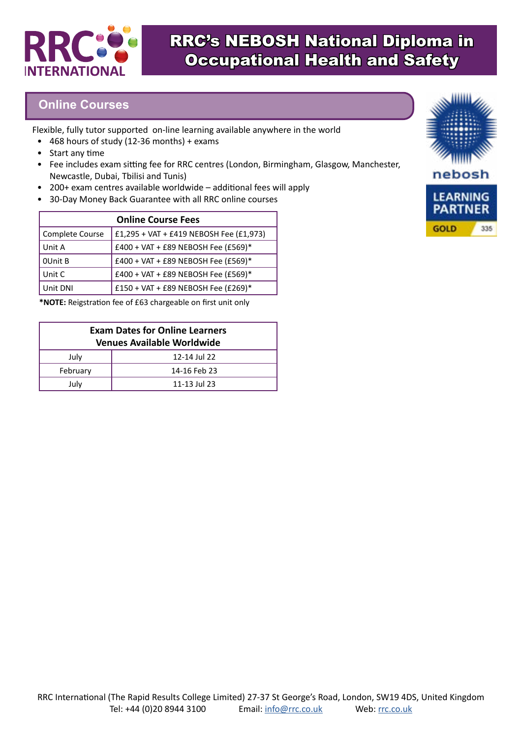# RRC's NEBOSH National Diploma in Occupational Health and Safety

## Online Courses

Flexible, fully tutor supported on-line learning available anywhere in the world

- 468 hours of study (12-36 months) + exams
- Start any time
- Fee includes exam sitting fee for RRC centres (London, Birmingham, Glasgow, Manchester, Newcastle, Dubai, Tbilisi and Tunis)
- 200+ exam centres available worldwide – additional fees will apply
- 30-Day Money Back Guarantee with all RRC online courses

| Online Course Fees | |
|---|---|
| Complete Course | £1,295 + VAT + £419 NEBOSH Fee (£1,973) |
| Unit A | £400 + VAT + £89 NEBOSH Fee (£569)* |
| 0Unit B | £400 + VAT + £89 NEBOSH Fee (£569)* |
| Unit C | £400 + VAT + £89 NEBOSH Fee (£569)* |
| Unit DNI | £150 + VAT + £89 NEBOSH Fee (£269)* |

***NOTE:** Reigstration fee of £63 chargeable on first unit only

| Exam Dates for Online Learners Venues Available Worldwide | |
|---|---|
| July | 12-14 Jul 22 |
| February | 14-16 Feb 23 |
| July | 11-13 Jul 23 |

nebosh LEARNING PARTNER GOLD 335

RRC International (The Rapid Results College Limited) 27-37 St George's Road, London, SW19 4DS, United Kingdom
Tel: +44 (0)20 8944 3100 Email: info@rrc.co.uk Web: rrc.co.uk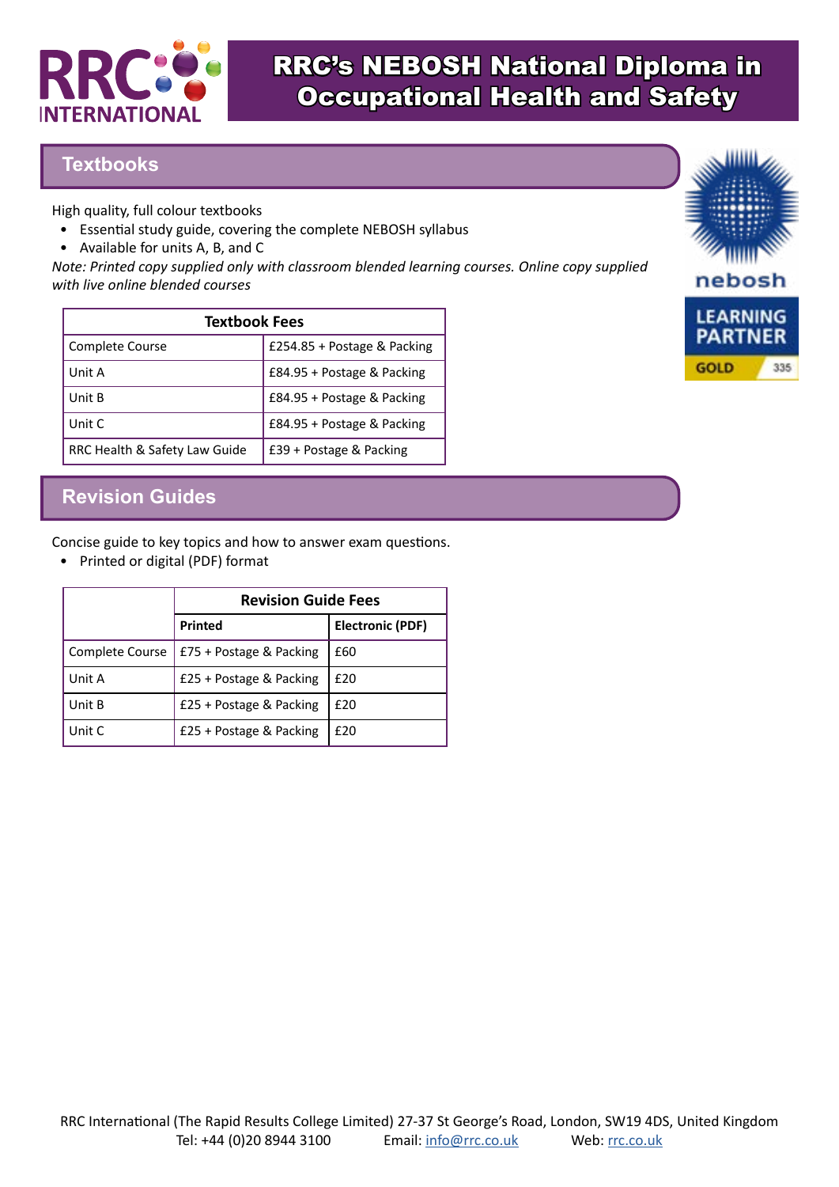# RRC's NEBOSH National Diploma in Occupational Health and Safety

## Textbooks

High quality, full colour textbooks

- Essential study guide, covering the complete NEBOSH syllabus
- Available for units A, B, and C

*Note: Printed copy supplied only with classroom blended learning courses. Online copy supplied with live online blended courses*

| Textbook Fees | |
|---|---|
| Complete Course | £254.85 + Postage & Packing |
| Unit A | £84.95 + Postage & Packing |
| Unit B | £84.95 + Postage & Packing |
| Unit C | £84.95 + Postage & Packing |
| RRC Health & Safety Law Guide | £39 + Postage & Packing |

## Revision Guides

Concise guide to key topics and how to answer exam questions.

- Printed or digital (PDF) format

| | Revision Guide Fees | |
|---|---|---|
| | **Printed** | **Electronic (PDF)** |
| Complete Course | £75 + Postage & Packing | £60 |
| Unit A | £25 + Postage & Packing | £20 |
| Unit B | £25 + Postage & Packing | £20 |
| Unit C | £25 + Postage & Packing | £20 |

RRC International (The Rapid Results College Limited) 27-37 St George's Road, London, SW19 4DS, United Kingdom
Tel: +44 (0)20 8944 3100 Email: info@rrc.co.uk Web: rrc.co.uk